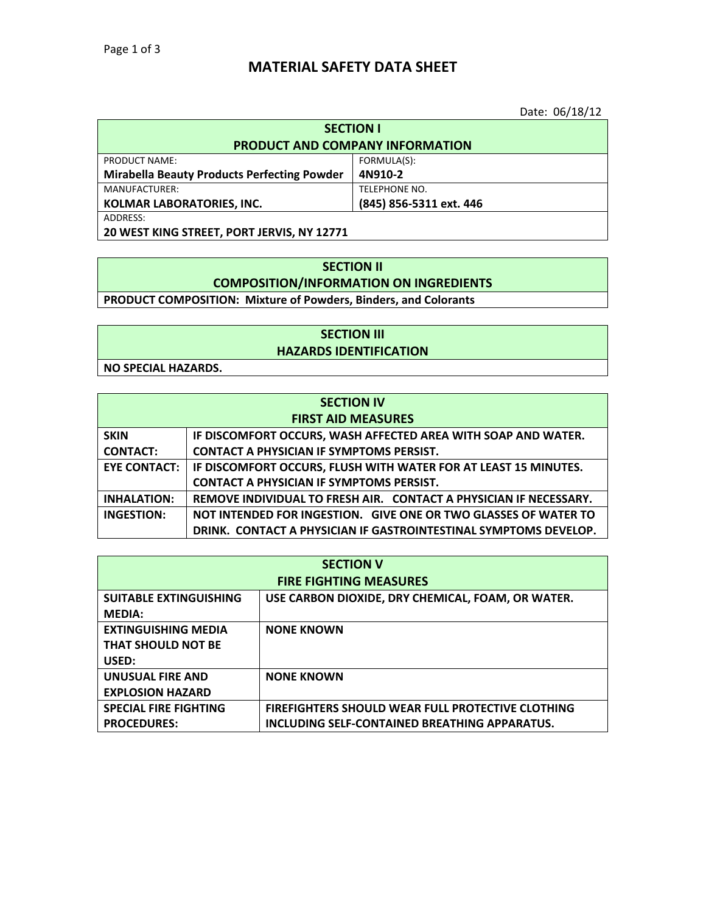# MATERIAL SAFETY DATA SHEET

Date: 06/18/12

## SECTION I
## PRODUCT AND COMPANY INFORMATION

| PRODUCT NAME: | FORMULA(S): |
|---|---|
| **Mirabella Beauty Products Perfecting Powder** | **4N910-2** |
| MANUFACTURER: | TELEPHONE NO. |
| **KOLMAR LABORATORIES, INC.** | **(845) 856-5311 ext. 446** |
| ADDRESS: | |
| **20 WEST KING STREET, PORT JERVIS, NY 12771** | |

## SECTION II
## COMPOSITION/INFORMATION ON INGREDIENTS

**PRODUCT COMPOSITION: Mixture of Powders, Binders, and Colorants**

## SECTION III
## HAZARDS IDENTIFICATION

**NO SPECIAL HAZARDS.**

## SECTION IV
## FIRST AID MEASURES

| | |
|---|---|
| **SKIN CONTACT:** | **IF DISCOMFORT OCCURS, WASH AFFECTED AREA WITH SOAP AND WATER. CONTACT A PHYSICIAN IF SYMPTOMS PERSIST.** |
| **EYE CONTACT:** | **IF DISCOMFORT OCCURS, FLUSH WITH WATER FOR AT LEAST 15 MINUTES. CONTACT A PHYSICIAN IF SYMPTOMS PERSIST.** |
| **INHALATION:** | **REMOVE INDIVIDUAL TO FRESH AIR. CONTACT A PHYSICIAN IF NECESSARY.** |
| **INGESTION:** | **NOT INTENDED FOR INGESTION. GIVE ONE OR TWO GLASSES OF WATER TO DRINK. CONTACT A PHYSICIAN IF GASTROINTESTINAL SYMPTOMS DEVELOP.** |

## SECTION V
## FIRE FIGHTING MEASURES

| | |
|---|---|
| **SUITABLE EXTINGUISHING MEDIA:** | **USE CARBON DIOXIDE, DRY CHEMICAL, FOAM, OR WATER.** |
| **EXTINGUISHING MEDIA THAT SHOULD NOT BE USED:** | **NONE KNOWN** |
| **UNUSUAL FIRE AND EXPLOSION HAZARD** | **NONE KNOWN** |
| **SPECIAL FIRE FIGHTING PROCEDURES:** | **FIREFIGHTERS SHOULD WEAR FULL PROTECTIVE CLOTHING INCLUDING SELF-CONTAINED BREATHING APPARATUS.** |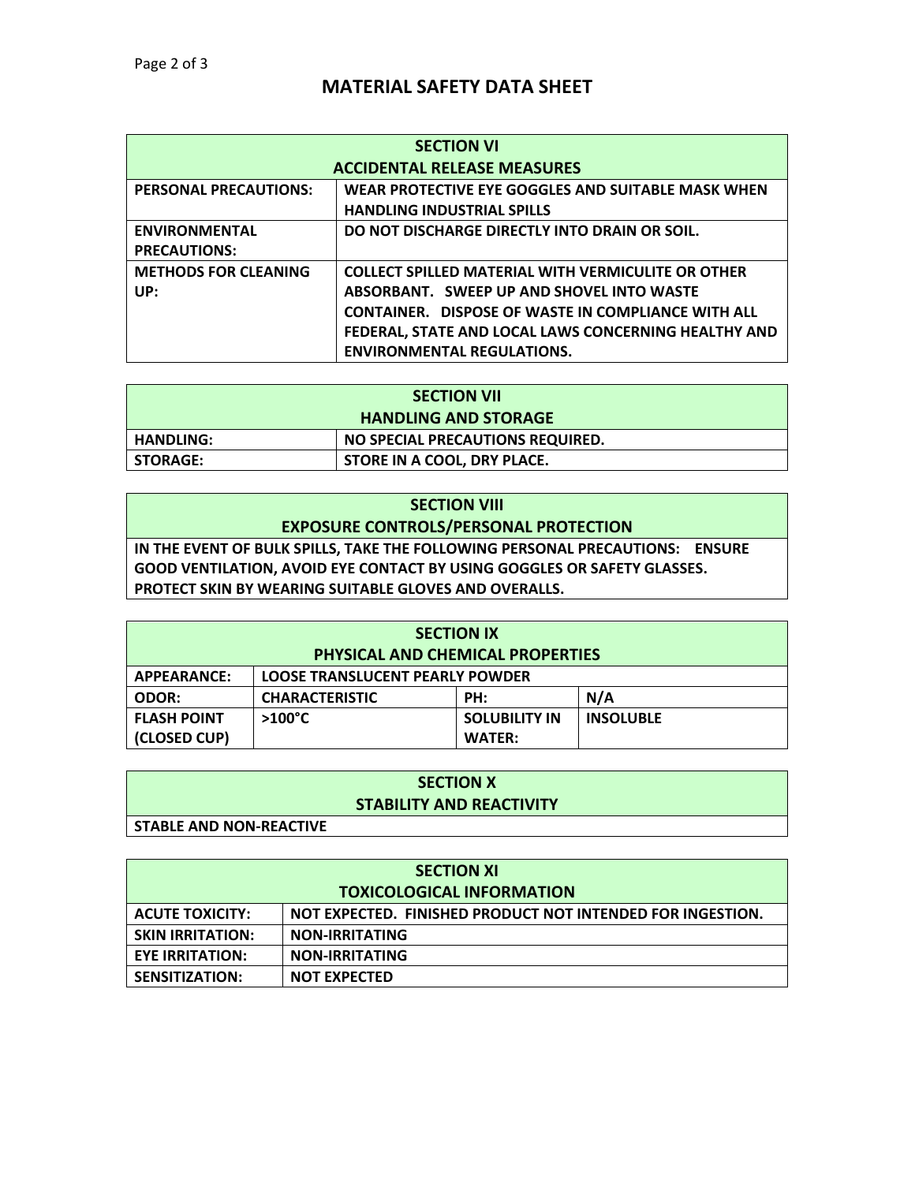# MATERIAL SAFETY DATA SHEET

| SECTION VI ACCIDENTAL RELEASE MEASURES | |
|---|---|
| PERSONAL PRECAUTIONS: | WEAR PROTECTIVE EYE GOGGLES AND SUITABLE MASK WHEN HANDLING INDUSTRIAL SPILLS |
| ENVIRONMENTAL PRECAUTIONS: | DO NOT DISCHARGE DIRECTLY INTO DRAIN OR SOIL. |
| METHODS FOR CLEANING UP: | COLLECT SPILLED MATERIAL WITH VERMICULITE OR OTHER ABSORBANT. SWEEP UP AND SHOVEL INTO WASTE CONTAINER. DISPOSE OF WASTE IN COMPLIANCE WITH ALL FEDERAL, STATE AND LOCAL LAWS CONCERNING HEALTHY AND ENVIRONMENTAL REGULATIONS. |

| SECTION VII HANDLING AND STORAGE | |
|---|---|
| HANDLING: | NO SPECIAL PRECAUTIONS REQUIRED. |
| STORAGE: | STORE IN A COOL, DRY PLACE. |

| SECTION VIII EXPOSURE CONTROLS/PERSONAL PROTECTION |
|---|
| IN THE EVENT OF BULK SPILLS, TAKE THE FOLLOWING PERSONAL PRECAUTIONS: ENSURE GOOD VENTILATION, AVOID EYE CONTACT BY USING GOGGLES OR SAFETY GLASSES. PROTECT SKIN BY WEARING SUITABLE GLOVES AND OVERALLS. |

| SECTION IX PHYSICAL AND CHEMICAL PROPERTIES | | | |
|---|---|---|---|
| APPEARANCE: | LOOSE TRANSLUCENT PEARLY POWDER | | |
| ODOR: | CHARACTERISTIC | PH: | N/A |
| FLASH POINT (CLOSED CUP) | >100°C | SOLUBILITY IN WATER: | INSOLUBLE |

| SECTION X STABILITY AND REACTIVITY |
|---|
| STABLE AND NON-REACTIVE |

| SECTION XI TOXICOLOGICAL INFORMATION | |
|---|---|
| ACUTE TOXICITY: | NOT EXPECTED. FINISHED PRODUCT NOT INTENDED FOR INGESTION. |
| SKIN IRRITATION: | NON-IRRITATING |
| EYE IRRITATION: | NON-IRRITATING |
| SENSITIZATION: | NOT EXPECTED |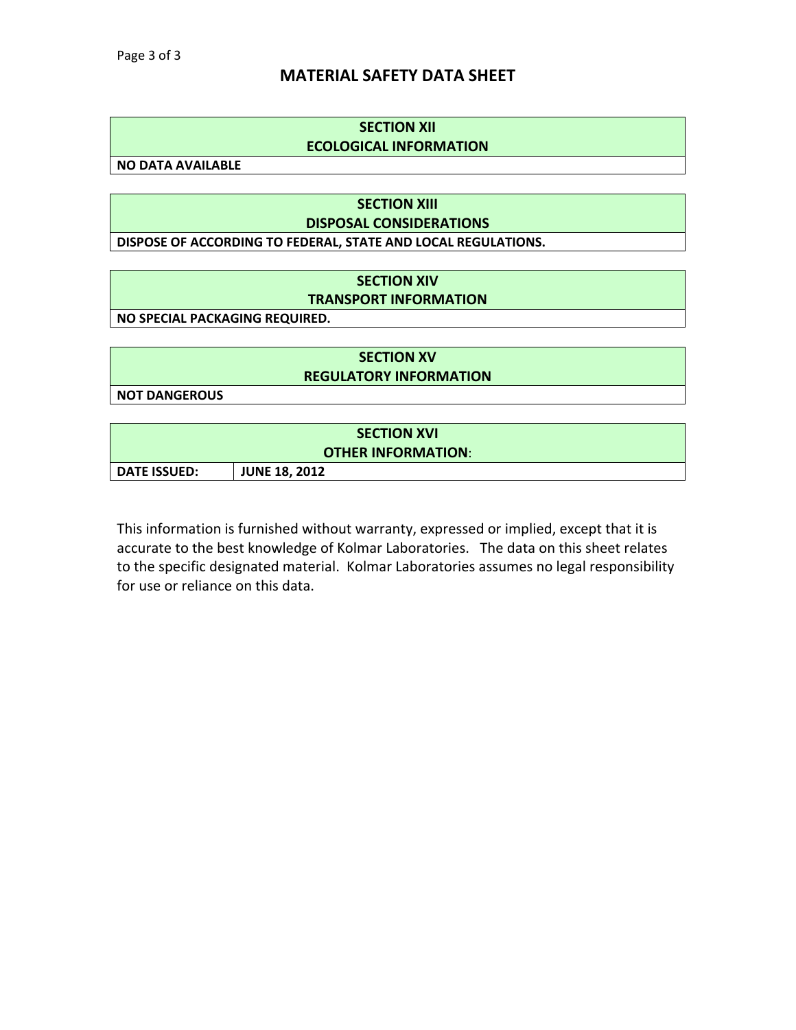# MATERIAL SAFETY DATA SHEET

## SECTION XII
## ECOLOGICAL INFORMATION

**NO DATA AVAILABLE**

## SECTION XIII
## DISPOSAL CONSIDERATIONS

**DISPOSE OF ACCORDING TO FEDERAL, STATE AND LOCAL REGULATIONS.**

## SECTION XIV
## TRANSPORT INFORMATION

**NO SPECIAL PACKAGING REQUIRED.**

## SECTION XV
## REGULATORY INFORMATION

**NOT DANGEROUS**

## SECTION XVI
## OTHER INFORMATION:

| | |
|---|---|
| **DATE ISSUED:** | **JUNE 18, 2012** |

This information is furnished without warranty, expressed or implied, except that it is accurate to the best knowledge of Kolmar Laboratories. The data on this sheet relates to the specific designated material. Kolmar Laboratories assumes no legal responsibility for use or reliance on this data.